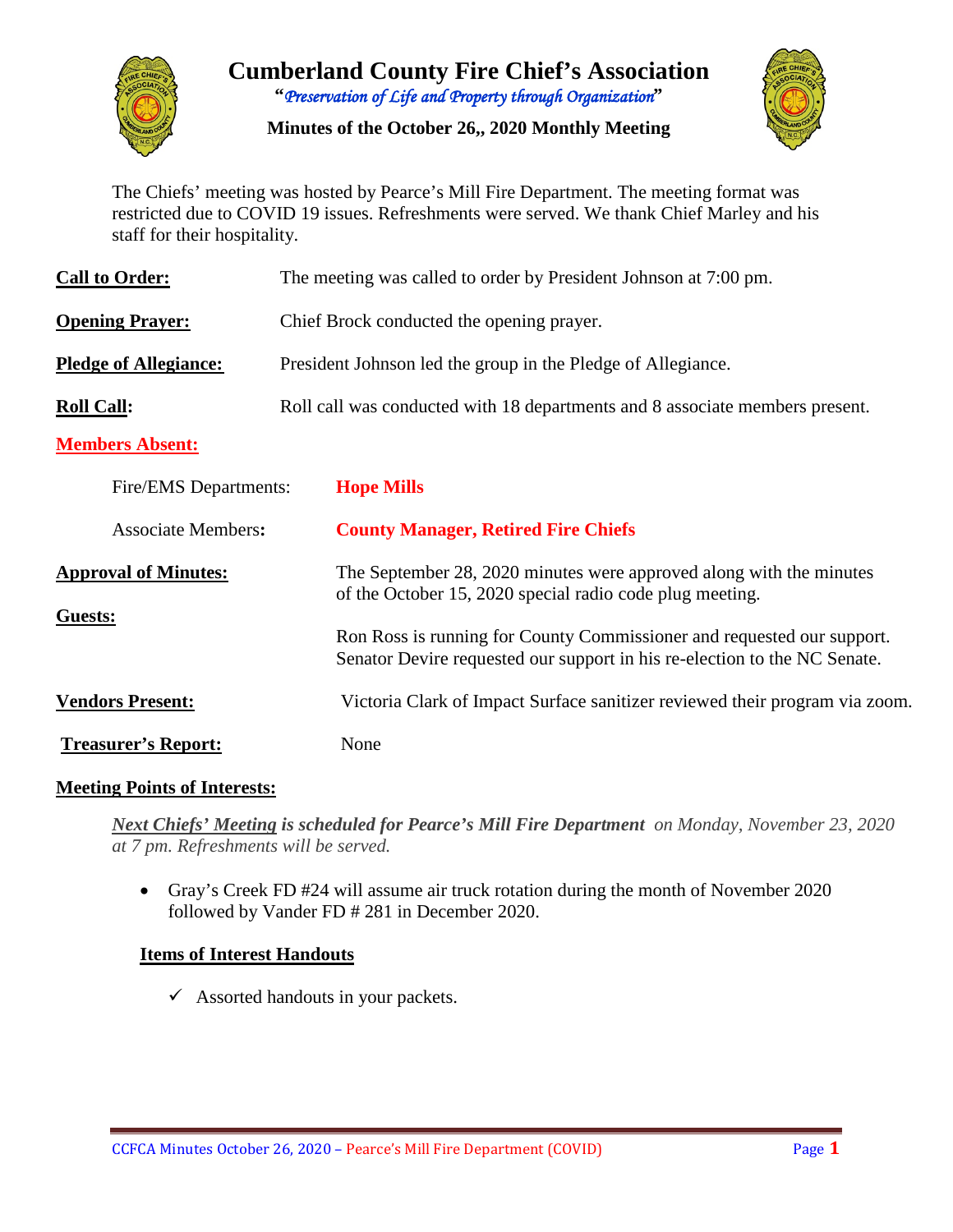# Cumberland County Fire Chief's Association

"*Preservation of Life and Property through Organization*"

**Minutes of the October 26,, 2020 Monthly Meeting**

The Chiefs' meeting was hosted by Pearce's Mill Fire Department. The meeting format was restricted due to COVID 19 issues. Refreshments were served. We thank Chief Marley and his staff for their hospitality.

**Call to Order:** The meeting was called to order by President Johnson at 7:00 pm.

**Opening Prayer:** Chief Brock conducted the opening prayer.

**Pledge of Allegiance:** President Johnson led the group in the Pledge of Allegiance.

**Roll Call:** Roll call was conducted with 18 departments and 8 associate members present.

**Members Absent:**

Fire/EMS Departments: **Hope Mills**

Associate Members: **County Manager, Retired Fire Chiefs**

**Approval of Minutes:** The September 28, 2020 minutes were approved along with the minutes of the October 15, 2020 special radio code plug meeting.

**Guests:**

Ron Ross is running for County Commissioner and requested our support.
Senator Devire requested our support in his re-election to the NC Senate.

**Vendors Present:** Victoria Clark of Impact Surface sanitizer reviewed their program via zoom.

**Treasurer's Report:** None

**Meeting Points of Interests:**

***Next Chiefs' Meeting* is scheduled for Pearce's Mill Fire Department** *on Monday, November 23, 2020 at 7 pm. Refreshments will be served.*

- Gray's Creek FD #24 will assume air truck rotation during the month of November 2020 followed by Vander FD # 281 in December 2020.

**Items of Interest Handouts**

- ✓ Assorted handouts in your packets.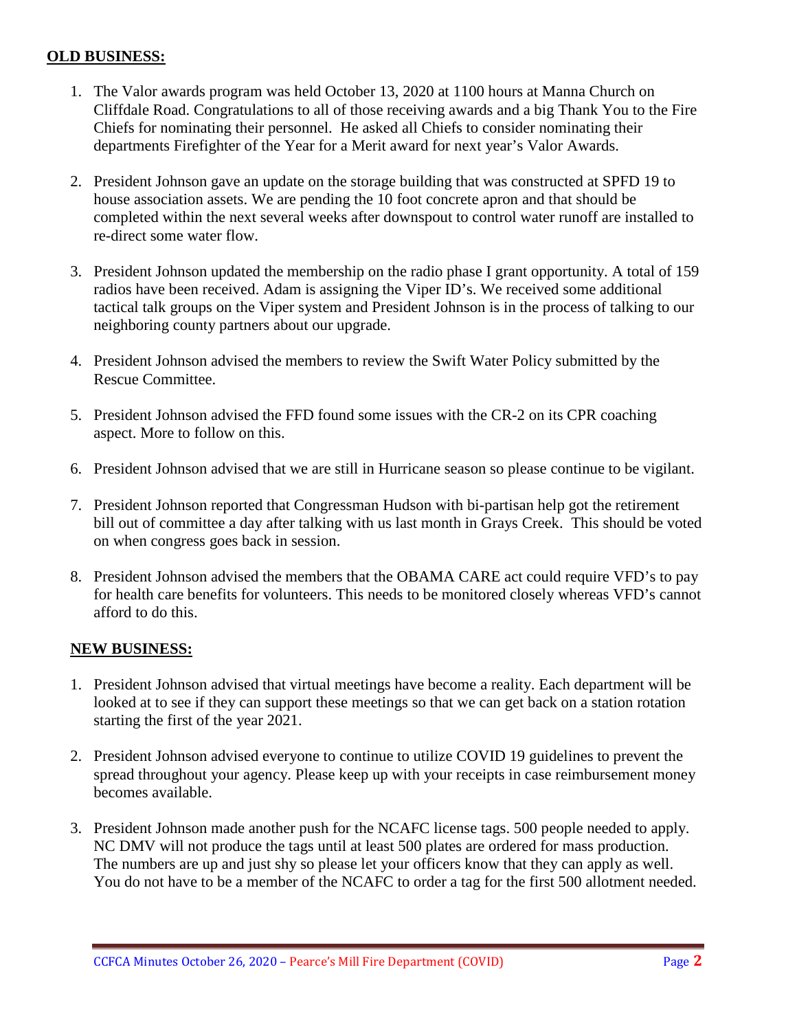## OLD BUSINESS:

1. The Valor awards program was held October 13, 2020 at 1100 hours at Manna Church on Cliffdale Road. Congratulations to all of those receiving awards and a big Thank You to the Fire Chiefs for nominating their personnel. He asked all Chiefs to consider nominating their departments Firefighter of the Year for a Merit award for next year's Valor Awards.

2. President Johnson gave an update on the storage building that was constructed at SPFD 19 to house association assets. We are pending the 10 foot concrete apron and that should be completed within the next several weeks after downspout to control water runoff are installed to re-direct some water flow.

3. President Johnson updated the membership on the radio phase I grant opportunity. A total of 159 radios have been received. Adam is assigning the Viper ID's. We received some additional tactical talk groups on the Viper system and President Johnson is in the process of talking to our neighboring county partners about our upgrade.

4. President Johnson advised the members to review the Swift Water Policy submitted by the Rescue Committee.

5. President Johnson advised the FFD found some issues with the CR-2 on its CPR coaching aspect. More to follow on this.

6. President Johnson advised that we are still in Hurricane season so please continue to be vigilant.

7. President Johnson reported that Congressman Hudson with bi-partisan help got the retirement bill out of committee a day after talking with us last month in Grays Creek. This should be voted on when congress goes back in session.

8. President Johnson advised the members that the OBAMA CARE act could require VFD's to pay for health care benefits for volunteers. This needs to be monitored closely whereas VFD's cannot afford to do this.

## NEW BUSINESS:

1. President Johnson advised that virtual meetings have become a reality. Each department will be looked at to see if they can support these meetings so that we can get back on a station rotation starting the first of the year 2021.

2. President Johnson advised everyone to continue to utilize COVID 19 guidelines to prevent the spread throughout your agency. Please keep up with your receipts in case reimbursement money becomes available.

3. President Johnson made another push for the NCAFC license tags. 500 people needed to apply. NC DMV will not produce the tags until at least 500 plates are ordered for mass production. The numbers are up and just shy so please let your officers know that they can apply as well. You do not have to be a member of the NCAFC to order a tag for the first 500 allotment needed.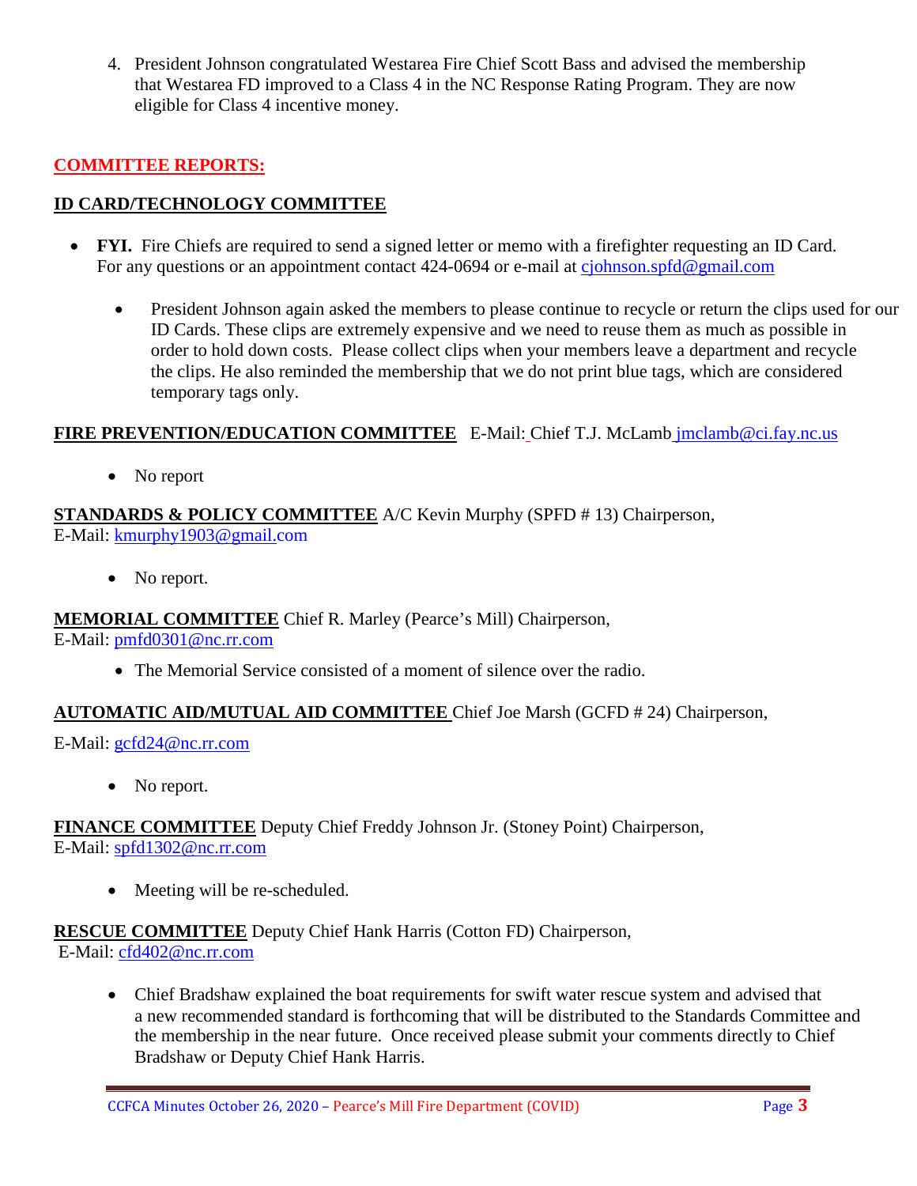4. President Johnson congratulated Westarea Fire Chief Scott Bass and advised the membership that Westarea FD improved to a Class 4 in the NC Response Rating Program. They are now eligible for Class 4 incentive money.

## COMMITTEE REPORTS:

### ID CARD/TECHNOLOGY COMMITTEE

- **FYI.** Fire Chiefs are required to send a signed letter or memo with a firefighter requesting an ID Card. For any questions or an appointment contact 424-0694 or e-mail at cjohnson.spfd@gmail.com
  - President Johnson again asked the members to please continue to recycle or return the clips used for our ID Cards. These clips are extremely expensive and we need to reuse them as much as possible in order to hold down costs. Please collect clips when your members leave a department and recycle the clips. He also reminded the membership that we do not print blue tags, which are considered temporary tags only.

**FIRE PREVENTION/EDUCATION COMMITTEE** E-Mail: Chief T.J. McLamb jmclamb@ci.fay.nc.us

- No report

**STANDARDS & POLICY COMMITTEE** A/C Kevin Murphy (SPFD # 13) Chairperson, E-Mail: kmurphy1903@gmail.com

- No report.

**MEMORIAL COMMITTEE** Chief R. Marley (Pearce's Mill) Chairperson, E-Mail: pmfd0301@nc.rr.com

- The Memorial Service consisted of a moment of silence over the radio.

**AUTOMATIC AID/MUTUAL AID COMMITTEE** Chief Joe Marsh (GCFD # 24) Chairperson,

E-Mail: gcfd24@nc.rr.com

- No report.

**FINANCE COMMITTEE** Deputy Chief Freddy Johnson Jr. (Stoney Point) Chairperson, E-Mail: spfd1302@nc.rr.com

- Meeting will be re-scheduled.

**RESCUE COMMITTEE** Deputy Chief Hank Harris (Cotton FD) Chairperson, E-Mail: cfd402@nc.rr.com

- Chief Bradshaw explained the boat requirements for swift water rescue system and advised that a new recommended standard is forthcoming that will be distributed to the Standards Committee and the membership in the near future. Once received please submit your comments directly to Chief Bradshaw or Deputy Chief Hank Harris.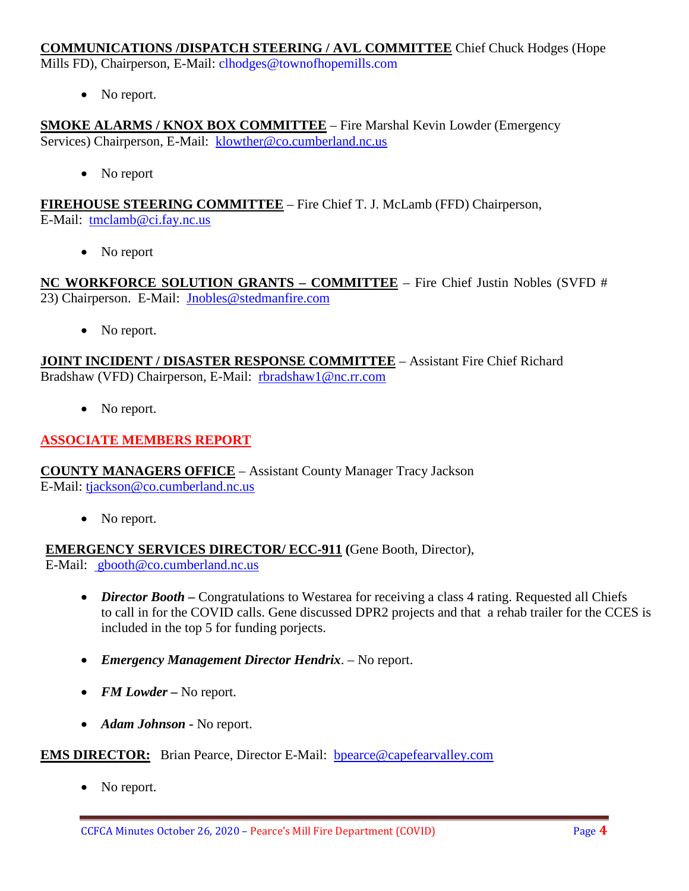**COMMUNICATIONS /DISPATCH STEERING / AVL COMMITTEE** Chief Chuck Hodges (Hope Mills FD), Chairperson, E-Mail: clhodges@townofhopemills.com

- No report.

**SMOKE ALARMS / KNOX BOX COMMITTEE** – Fire Marshal Kevin Lowder (Emergency Services) Chairperson, E-Mail: klowther@co.cumberland.nc.us

- No report

**FIREHOUSE STEERING COMMITTEE** – Fire Chief T. J. McLamb (FFD) Chairperson, E-Mail: tmclamb@ci.fay.nc.us

- No report

**NC WORKFORCE SOLUTION GRANTS – COMMITTEE** – Fire Chief Justin Nobles (SVFD # 23) Chairperson. E-Mail: Jnobles@stedmanfire.com

- No report.

**JOINT INCIDENT / DISASTER RESPONSE COMMITTEE** – Assistant Fire Chief Richard Bradshaw (VFD) Chairperson, E-Mail: rbradshaw1@nc.rr.com

- No report.

## ASSOCIATE MEMBERS REPORT

**COUNTY MANAGERS OFFICE** – Assistant County Manager Tracy Jackson E-Mail: tjackson@co.cumberland.nc.us

- No report.

**EMERGENCY SERVICES DIRECTOR/ ECC-911 (**Gene Booth, Director), E-Mail: gbooth@co.cumberland.nc.us

- ***Director Booth –*** Congratulations to Westarea for receiving a class 4 rating. Requested all Chiefs to call in for the COVID calls. Gene discussed DPR2 projects and that a rehab trailer for the CCES is included in the top 5 for funding porjects.
- ***Emergency Management Director Hendrix***. – No report.
- ***FM Lowder –*** No report.
- ***Adam Johnson -*** No report.

**EMS DIRECTOR:** Brian Pearce, Director E-Mail: bpearce@capefearvalley.com

- No report.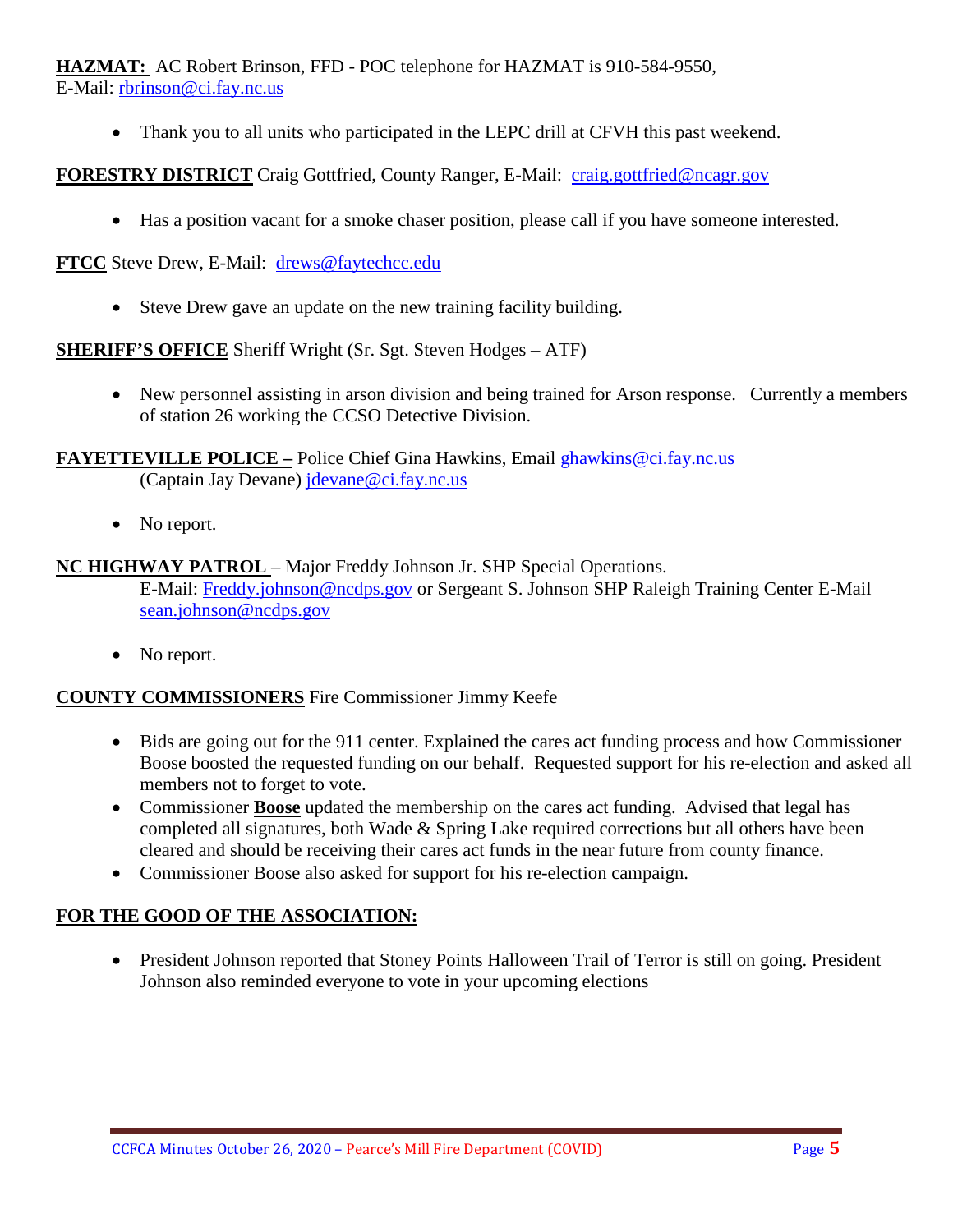**HAZMAT:** AC Robert Brinson, FFD - POC telephone for HAZMAT is 910-584-9550,
E-Mail: rbrinson@ci.fay.nc.us

- Thank you to all units who participated in the LEPC drill at CFVH this past weekend.

**FORESTRY DISTRICT** Craig Gottfried, County Ranger, E-Mail: craig.gottfried@ncagr.gov

- Has a position vacant for a smoke chaser position, please call if you have someone interested.

**FTCC** Steve Drew, E-Mail: drews@faytechcc.edu

- Steve Drew gave an update on the new training facility building.

**SHERIFF'S OFFICE** Sheriff Wright (Sr. Sgt. Steven Hodges – ATF)

- New personnel assisting in arson division and being trained for Arson response. Currently a members of station 26 working the CCSO Detective Division.

**FAYETTEVILLE POLICE –** Police Chief Gina Hawkins, Email ghawkins@ci.fay.nc.us
(Captain Jay Devane) jdevane@ci.fay.nc.us

- No report.

**NC HIGHWAY PATROL** – Major Freddy Johnson Jr. SHP Special Operations.
E-Mail: Freddy.johnson@ncdps.gov or Sergeant S. Johnson SHP Raleigh Training Center E-Mail sean.johnson@ncdps.gov

- No report.

**COUNTY COMMISSIONERS** Fire Commissioner Jimmy Keefe

- Bids are going out for the 911 center. Explained the cares act funding process and how Commissioner Boose boosted the requested funding on our behalf. Requested support for his re-election and asked all members not to forget to vote.
- Commissioner **Boose** updated the membership on the cares act funding. Advised that legal has completed all signatures, both Wade & Spring Lake required corrections but all others have been cleared and should be receiving their cares act funds in the near future from county finance.
- Commissioner Boose also asked for support for his re-election campaign.

**FOR THE GOOD OF THE ASSOCIATION:**

- President Johnson reported that Stoney Points Halloween Trail of Terror is still on going. President Johnson also reminded everyone to vote in your upcoming elections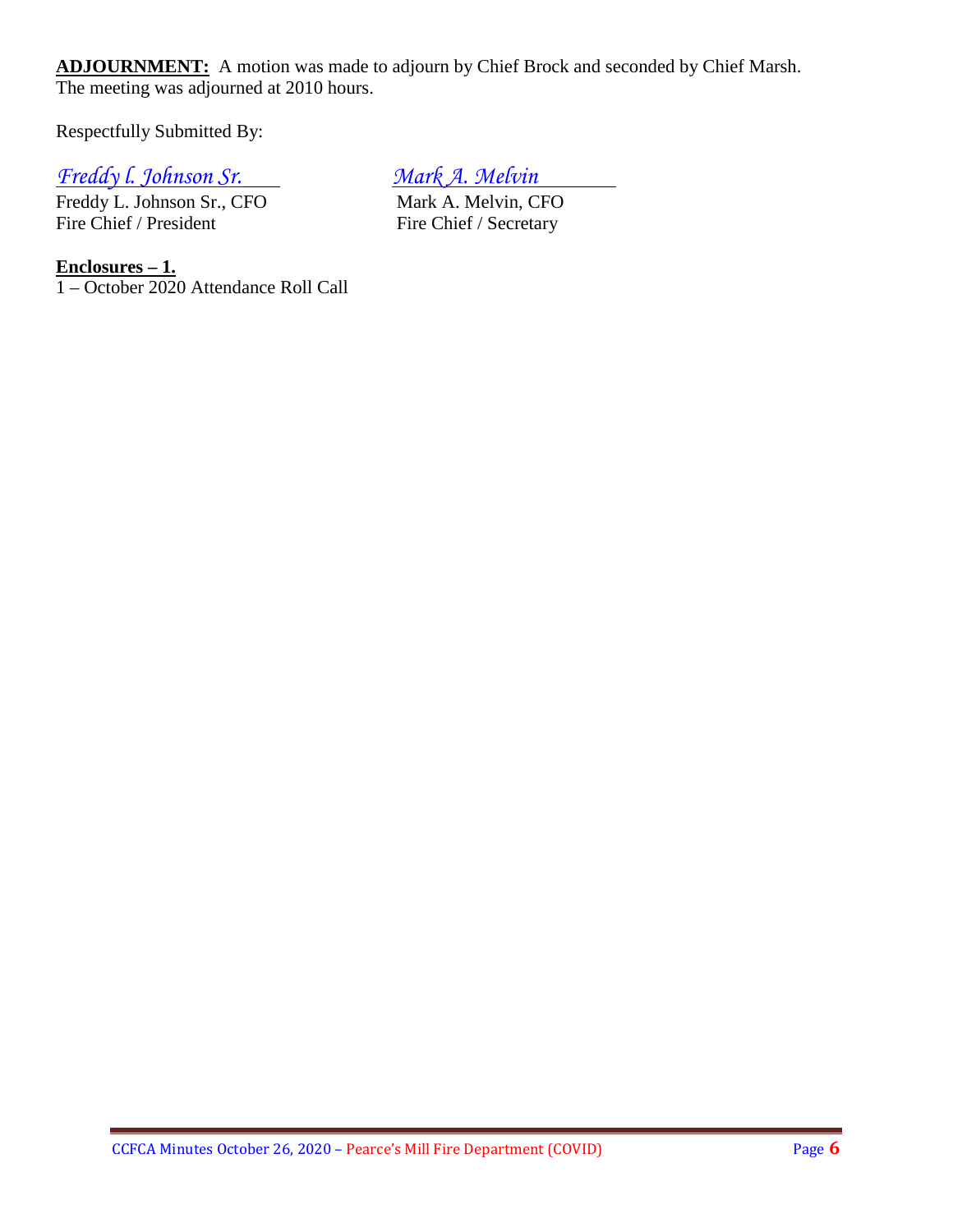**ADJOURNMENT:** A motion was made to adjourn by Chief Brock and seconded by Chief Marsh. The meeting was adjourned at 2010 hours.

Respectfully Submitted By:

| *Freddy l. Johnson Sr.* | *Mark A. Melvin* |
|---|---|
| Freddy L. Johnson Sr., CFO | Mark A. Melvin, CFO |
| Fire Chief / President | Fire Chief / Secretary |

**Enclosures – 1.**

1 – October 2020 Attendance Roll Call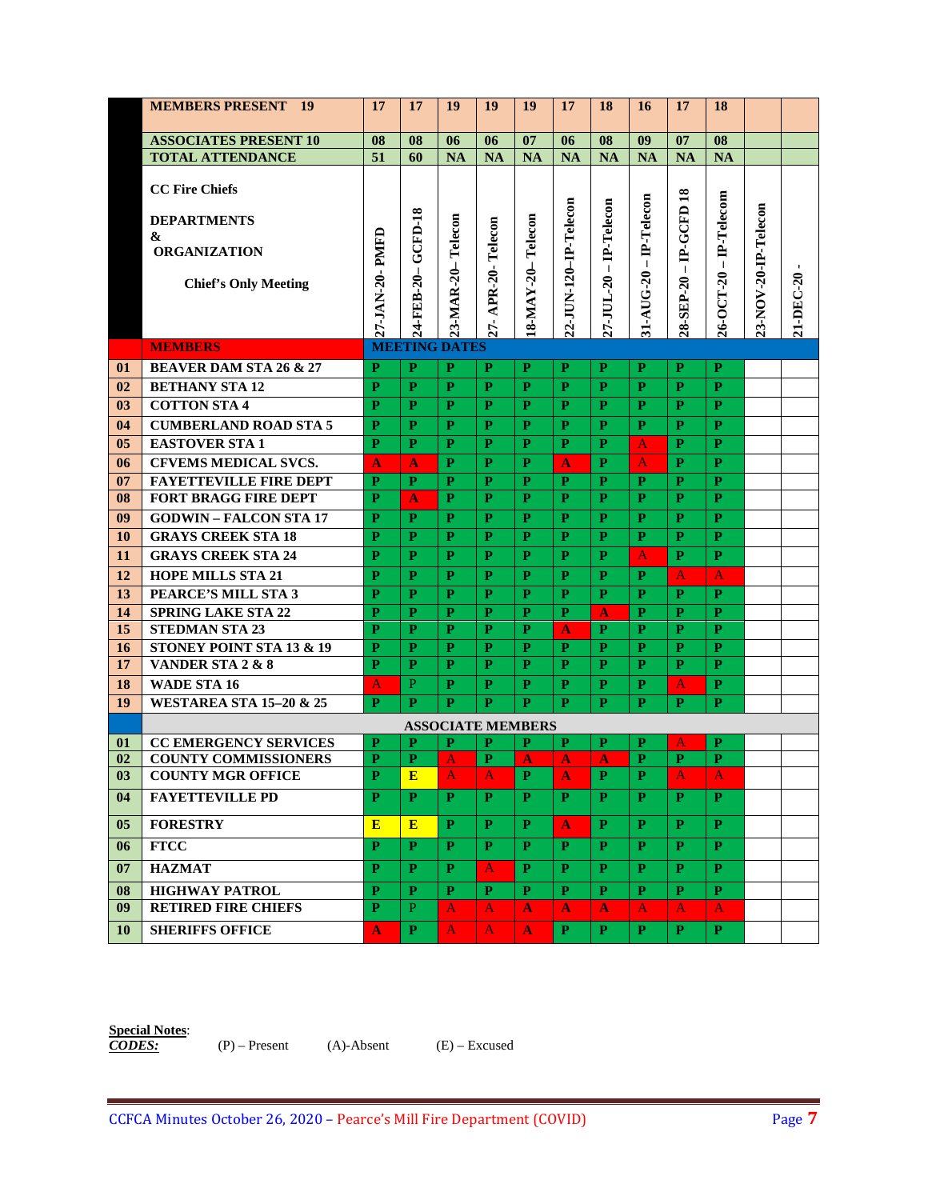| | | 27-JAN-20- PMFD | 24-FEB-20– GCFD-18 | 23-MAR-20– Telecon | 27- APR-20- Telecon | 18-MAY-20– Telecon | 22-JUN-120–IP-Telecon | 27-JUL-20 – IP-Telecon | 31-AUG-20 – IP-Telecon | 28-SEP-20 – IP-GCFD 18 | 26-OCT-20 – IP-Telecom | 23-NOV-20-IP-Telecon | 21-DEC-20 - |
|---|---|---|---|---|---|---|---|---|---|---|---|---|---|
| | **MEMBERS PRESENT 19** | 17 | 17 | 19 | 19 | 19 | 17 | 18 | 16 | 17 | 18 | | |
| | **ASSOCIATES PRESENT 10** | 08 | 08 | 06 | 06 | 07 | 06 | 08 | 09 | 07 | 08 | | |
| | **TOTAL ATTENDANCE** | 51 | 60 | NA | NA | NA | NA | NA | NA | NA | NA | | |
| | **CC Fire Chiefs DEPARTMENTS & ORGANIZATION Chief's Only Meeting** | | | | | | | | | | | | |
| | **MEMBERS** | **MEETING DATES** | | | | | | | | | | | |
| 01 | BEAVER DAM STA 26 & 27 | P | P | P | P | P | P | P | P | P | P | | |
| 02 | BETHANY STA 12 | P | P | P | P | P | P | P | P | P | P | | |
| 03 | COTTON STA 4 | P | P | P | P | P | P | P | P | P | P | | |
| 04 | CUMBERLAND ROAD STA 5 | P | P | P | P | P | P | P | P | P | P | | |
| 05 | EASTOVER STA 1 | P | P | P | P | P | P | P | A | P | P | | |
| 06 | CFVEMS MEDICAL SVCS. | A | A | P | P | P | A | P | A | P | P | | |
| 07 | FAYETTEVILLE FIRE DEPT | P | P | P | P | P | P | P | P | P | P | | |
| 08 | FORT BRAGG FIRE DEPT | P | A | P | P | P | P | P | P | P | P | | |
| 09 | GODWIN – FALCON STA 17 | P | P | P | P | P | P | P | P | P | P | | |
| 10 | GRAYS CREEK STA 18 | P | P | P | P | P | P | P | P | P | P | | |
| 11 | GRAYS CREEK STA 24 | P | P | P | P | P | P | P | A | P | P | | |
| 12 | HOPE MILLS STA 21 | P | P | P | P | P | P | P | P | A | A | | |
| 13 | PEARCE'S MILL STA 3 | P | P | P | P | P | P | P | P | P | P | | |
| 14 | SPRING LAKE STA 22 | P | P | P | P | P | P | A | P | P | P | | |
| 15 | STEDMAN STA 23 | P | P | P | P | P | A | P | P | P | P | | |
| 16 | STONEY POINT STA 13 & 19 | P | P | P | P | P | P | P | P | P | P | | |
| 17 | VANDER STA 2 & 8 | P | P | P | P | P | P | P | P | P | P | | |
| 18 | WADE STA 16 | A | P | P | P | P | P | P | P | A | P | | |
| 19 | WESTAREA STA 15–20 & 25 | P | P | P | P | P | P | P | P | P | P | | |
| | **ASSOCIATE MEMBERS** | | | | | | | | | | | | |
| 01 | CC EMERGENCY SERVICES | P | P | P | P | P | P | P | P | A | P | | |
| 02 | COUNTY COMMISSIONERS | P | P | A | P | A | A | A | P | P | P | | |
| 03 | COUNTY MGR OFFICE | P | E | A | A | P | A | P | P | A | A | | |
| 04 | FAYETTEVILLE PD | P | P | P | P | P | P | P | P | P | P | | |
| 05 | FORESTRY | E | E | P | P | P | A | P | P | P | P | | |
| 06 | FTCC | P | P | P | P | P | P | P | P | P | P | | |
| 07 | HAZMAT | P | P | P | A | P | P | P | P | P | P | | |
| 08 | HIGHWAY PATROL | P | P | P | P | P | P | P | P | P | P | | |
| 09 | RETIRED FIRE CHIEFS | P | P | A | A | A | A | A | A | A | A | | |
| 10 | SHERIFFS OFFICE | A | P | A | A | A | P | P | P | P | P | | |

**Special Notes**:

***CODES:*** (P) – Present (A)-Absent (E) – Excused